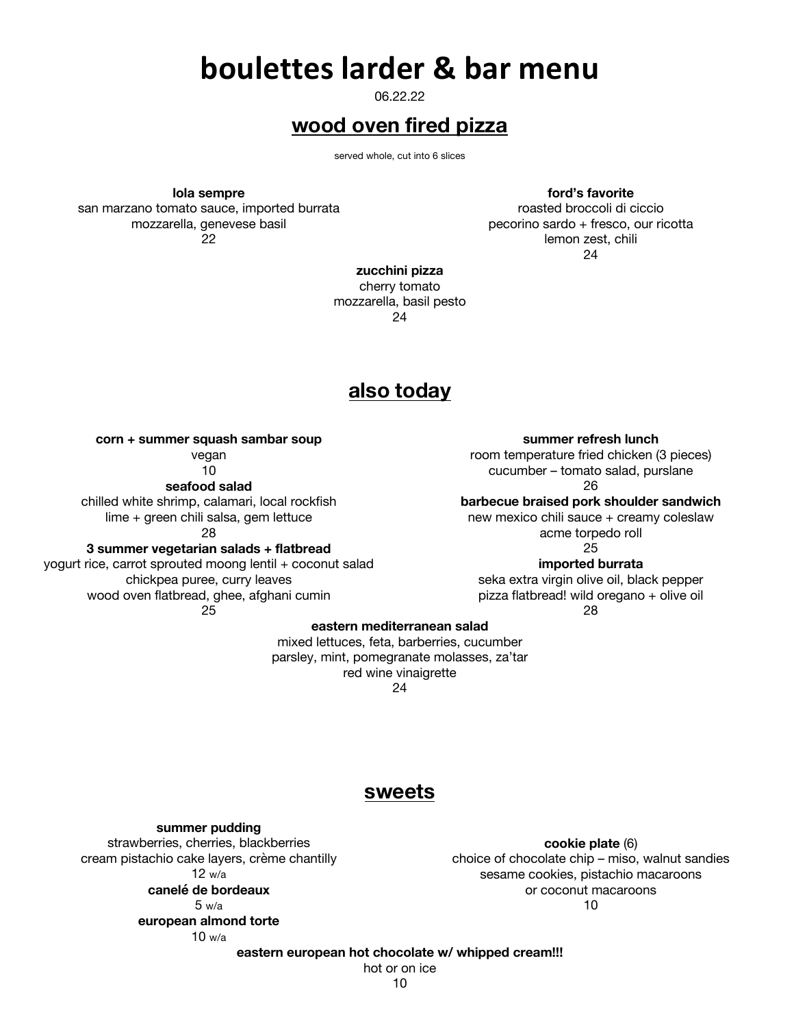# boulettes larder & bar menu

06.22.22

## wood oven fired pizza

served whole, cut into 6 slices

**lola sempre**
san marzano tomato sauce, imported burrata
mozzarella, genevese basil
22

**ford's favorite**
roasted broccoli di ciccio
pecorino sardo + fresco, our ricotta
lemon zest, chili
24

**zucchini pizza**
cherry tomato
mozzarella, basil pesto
24

## also today

**corn + summer squash sambar soup**
vegan
10

**seafood salad**
chilled white shrimp, calamari, local rockfish
lime + green chili salsa, gem lettuce
28

**3 summer vegetarian salads + flatbread**
yogurt rice, carrot sprouted moong lentil + coconut salad
chickpea puree, curry leaves
wood oven flatbread, ghee, afghani cumin
25

**summer refresh lunch**
room temperature fried chicken (3 pieces)
cucumber – tomato salad, purslane
26

**barbecue braised pork shoulder sandwich**
new mexico chili sauce + creamy coleslaw
acme torpedo roll
25

**imported burrata**
seka extra virgin olive oil, black pepper
pizza flatbread! wild oregano + olive oil
28

**eastern mediterranean salad**
mixed lettuces, feta, barberries, cucumber
parsley, mint, pomegranate molasses, za'tar
red wine vinaigrette
24

## sweets

**summer pudding**
strawberries, cherries, blackberries
cream pistachio cake layers, crème chantilly
12 w/a

**canelé de bordeaux**
5 w/a

**european almond torte**
10 w/a

**cookie plate** (6)
choice of chocolate chip – miso, walnut sandies
sesame cookies, pistachio macaroons
or coconut macaroons
10

**eastern european hot chocolate w/ whipped cream!!!**
hot or on ice
10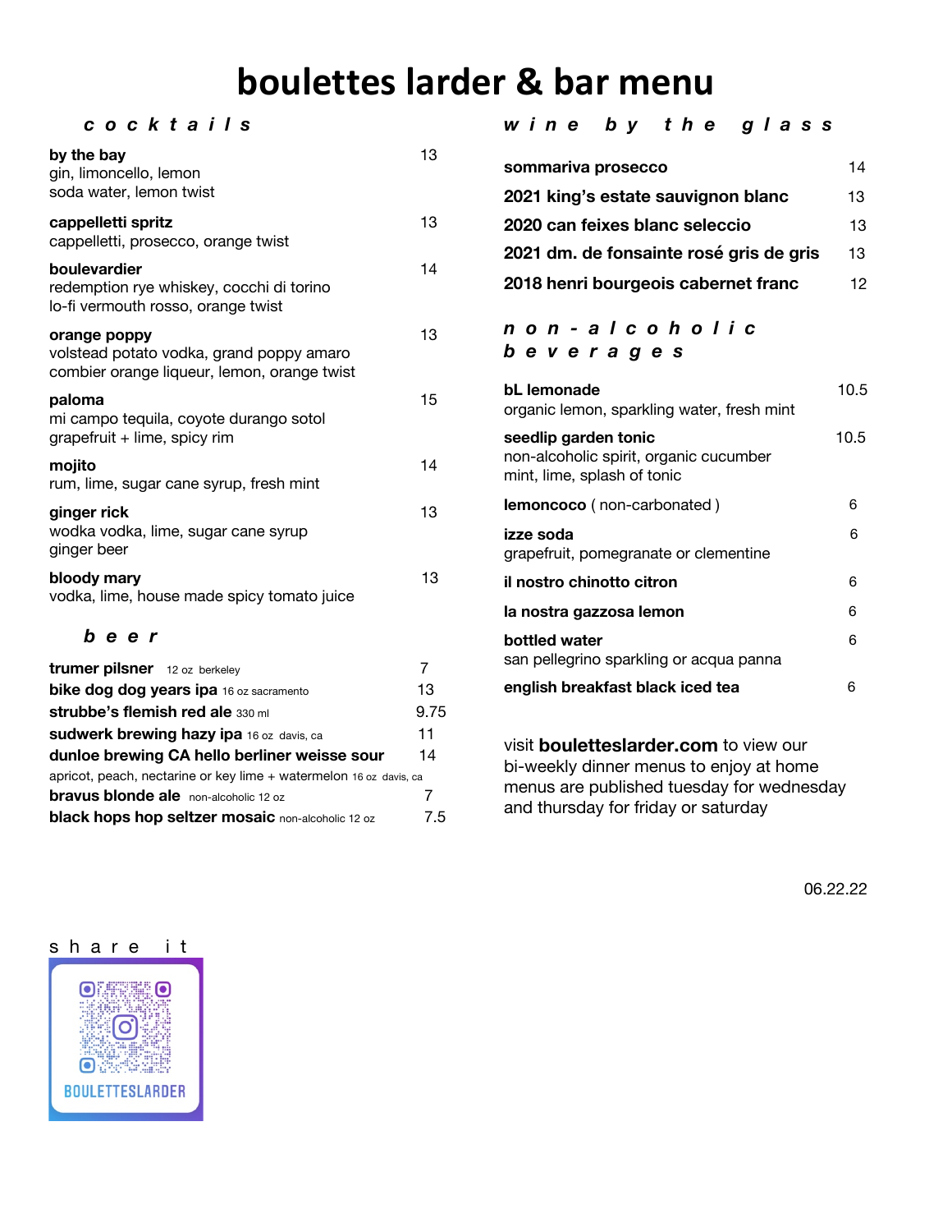# boulettes larder & bar menu

## c o c k t a i l s

**by the bay** — 13
gin, limoncello, lemon
soda water, lemon twist

**cappelletti spritz** — 13
cappelletti, prosecco, orange twist

**boulevardier** — 14
redemption rye whiskey, cocchi di torino
lo-fi vermouth rosso, orange twist

**orange poppy** — 13
volstead potato vodka, grand poppy amaro
combier orange liqueur, lemon, orange twist

**paloma** — 15
mi campo tequila, coyote durango sotol
grapefruit + lime, spicy rim

**mojito** — 14
rum, lime, sugar cane syrup, fresh mint

**ginger rick** — 13
wodka vodka, lime, sugar cane syrup
ginger beer

**bloody mary** — 13
vodka, lime, house made spicy tomato juice

## b e e r

**trumer pilsner** 12 oz berkeley — 7
**bike dog dog years ipa** 16 oz sacramento — 13
**strubbe's flemish red ale** 330 ml — 9.75
**sudwerk brewing hazy ipa** 16 oz davis, ca — 11
**dunloe brewing CA hello berliner weisse sour** — 14
apricot, peach, nectarine or key lime + watermelon 16 oz davis, ca
**bravus blonde ale** non-alcoholic 12 oz — 7
**black hops hop seltzer mosaic** non-alcoholic 12 oz — 7.5

## w i n e b y t h e g l a s s

**sommariva prosecco** — 14
**2021 king's estate sauvignon blanc** — 13
**2020 can feixes blanc seleccio** — 13
**2021 dm. de fonsainte rosé gris de gris** — 13
**2018 henri bourgeois cabernet franc** — 12

## n o n - a l c o h o l i c b e v e r a g e s

**bL lemonade** — 10.5
organic lemon, sparkling water, fresh mint

**seedlip garden tonic** — 10.5
non-alcoholic spirit, organic cucumber
mint, lime, splash of tonic

**lemoncoco** ( non-carbonated ) — 6

**izze soda** — 6
grapefruit, pomegranate or clementine

**il nostro chinotto citron** — 6

**la nostra gazzosa lemon** — 6

**bottled water** — 6
san pellegrino sparkling or acqua panna

**english breakfast black iced tea** — 6

visit **boulettesl arder.com** to view our bi-weekly dinner menus to enjoy at home
menus are published tuesday for wednesday and thursday for friday or saturday

06.22.22

s h a r e i t

BOULETTESLARDER